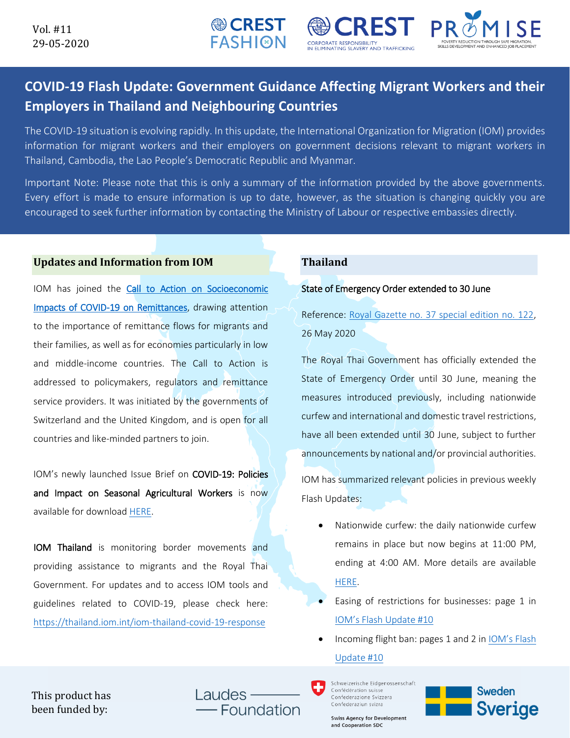Vol. #11
29-05-2020

# COVID-19 Flash Update: Government Guidance Affecting Migrant Workers and their Employers in Thailand and Neighbouring Countries

The COVID-19 situation is evolving rapidly. In this update, the International Organization for Migration (IOM) provides information for migrant workers and their employers on government decisions relevant to migrant workers in Thailand, Cambodia, the Lao People's Democratic Republic and Myanmar.

Important Note: Please note that this is only a summary of the information provided by the above governments. Every effort is made to ensure information is up to date, however, as the situation is changing quickly you are encouraged to seek further information by contacting the Ministry of Labour or respective embassies directly.

## Updates and Information from IOM

IOM has joined the Call to Action on Socioeconomic Impacts of COVID-19 on Remittances, drawing attention to the importance of remittance flows for migrants and their families, as well as for economies particularly in low and middle-income countries. The Call to Action is addressed to policymakers, regulators and remittance service providers. It was initiated by the governments of Switzerland and the United Kingdom, and is open for all countries and like-minded partners to join.

IOM's newly launched Issue Brief on **COVID-19: Policies and Impact on Seasonal Agricultural Workers** is now available for download HERE.

**IOM Thailand** is monitoring border movements and providing assistance to migrants and the Royal Thai Government. For updates and to access IOM tools and guidelines related to COVID-19, please check here: https://thailand.iom.int/iom-thailand-covid-19-response

## Thailand

State of Emergency Order extended to 30 June

Reference: Royal Gazette no. 37 special edition no. 122, 26 May 2020

The Royal Thai Government has officially extended the State of Emergency Order until 30 June, meaning the measures introduced previously, including nationwide curfew and international and domestic travel restrictions, have all been extended until 30 June, subject to further announcements by national and/or provincial authorities.

IOM has summarized relevant policies in previous weekly Flash Updates:

- Nationwide curfew: the daily nationwide curfew remains in place but now begins at 11:00 PM, ending at 4:00 AM. More details are available HERE.
- Easing of restrictions for businesses: page 1 in IOM's Flash Update #10
- Incoming flight ban: pages 1 and 2 in IOM's Flash Update #10

This product has been funded by: Laudes Foundation; Swiss Agency for Development and Cooperation SDC; Sweden Sverige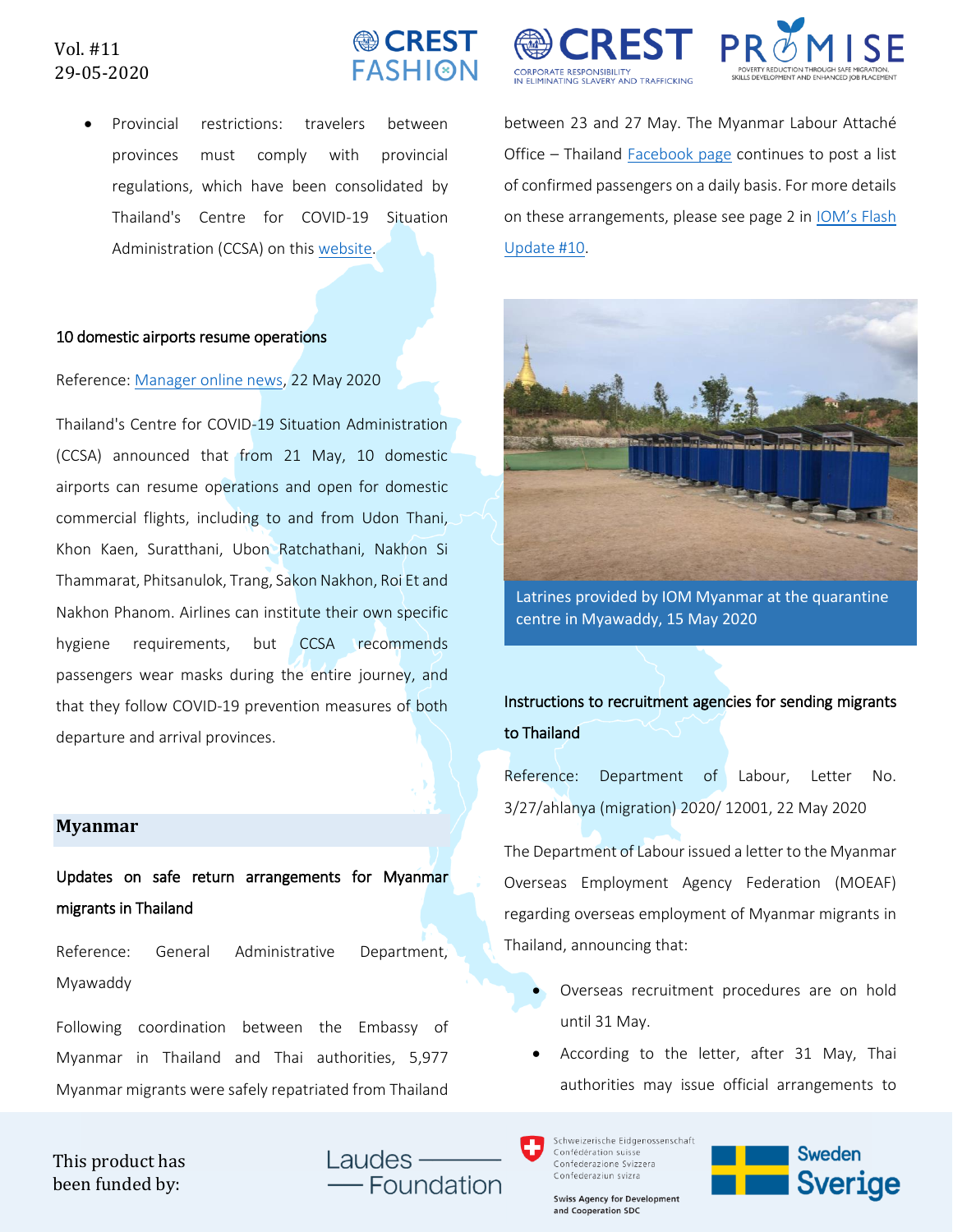- Provincial restrictions: travelers between provinces must comply with provincial regulations, which have been consolidated by Thailand's Centre for COVID-19 Situation Administration (CCSA) on this website.

### 10 domestic airports resume operations

Reference: Manager online news, 22 May 2020

Thailand's Centre for COVID-19 Situation Administration (CCSA) announced that from 21 May, 10 domestic airports can resume operations and open for domestic commercial flights, including to and from Udon Thani, Khon Kaen, Suratthani, Ubon Ratchathani, Nakhon Si Thammarat, Phitsanulok, Trang, Sakon Nakhon, Roi Et and Nakhon Phanom. Airlines can institute their own specific hygiene requirements, but CCSA recommends passengers wear masks during the entire journey, and that they follow COVID-19 prevention measures of both departure and arrival provinces.

## Myanmar

### Updates on safe return arrangements for Myanmar migrants in Thailand

Reference: General Administrative Department, Myawaddy

Following coordination between the Embassy of Myanmar in Thailand and Thai authorities, 5,977 Myanmar migrants were safely repatriated from Thailand between 23 and 27 May. The Myanmar Labour Attaché Office – Thailand Facebook page continues to post a list of confirmed passengers on a daily basis. For more details on these arrangements, please see page 2 in IOM's Flash Update #10.

Latrines provided by IOM Myanmar at the quarantine centre in Myawaddy, 15 May 2020

### Instructions to recruitment agencies for sending migrants to Thailand

Reference: Department of Labour, Letter No. 3/27/ahlanya (migration) 2020/ 12001, 22 May 2020

The Department of Labour issued a letter to the Myanmar Overseas Employment Agency Federation (MOEAF) regarding overseas employment of Myanmar migrants in Thailand, announcing that:

- Overseas recruitment procedures are on hold until 31 May.
- According to the letter, after 31 May, Thai authorities may issue official arrangements to

This product has been funded by: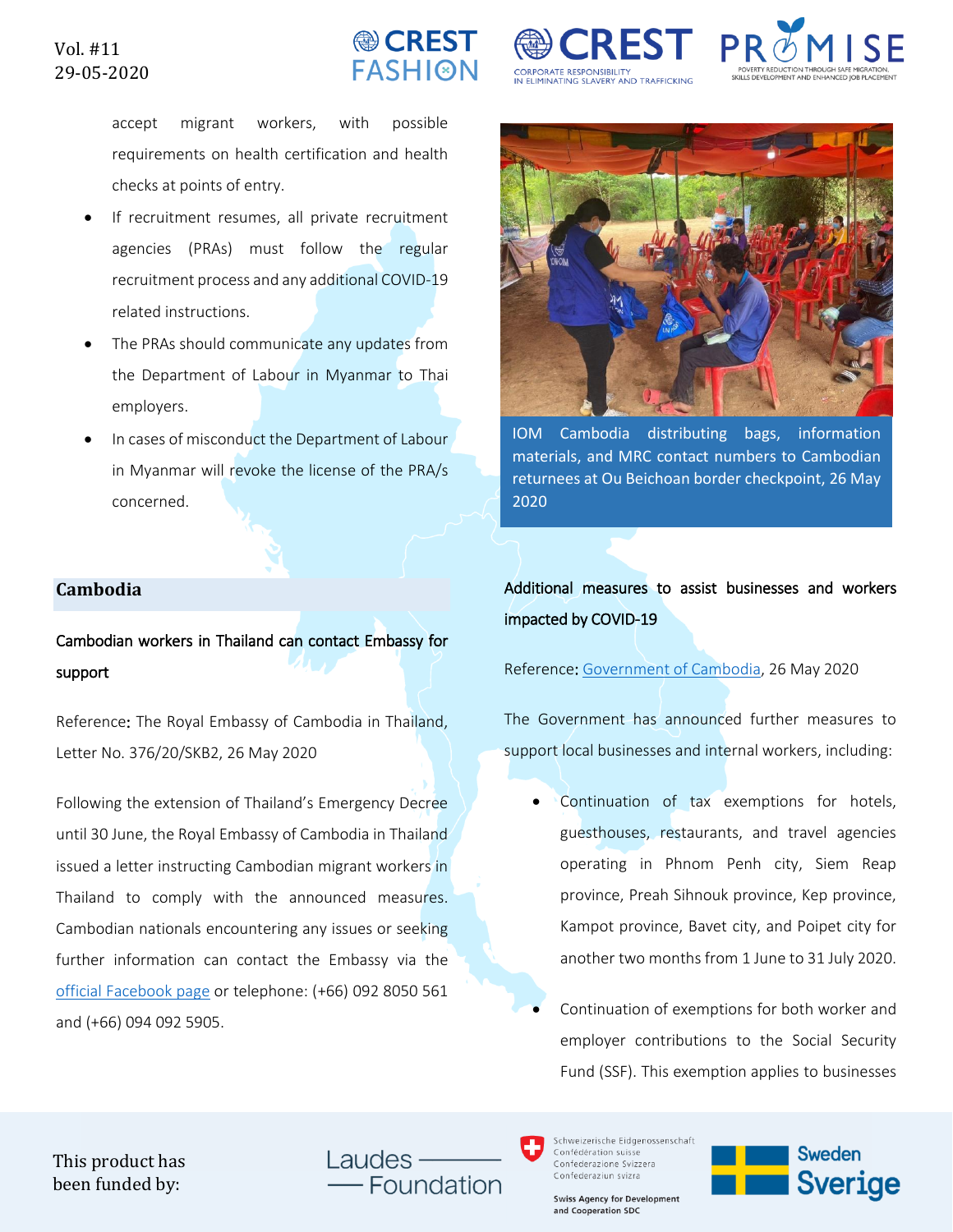accept migrant workers, with possible requirements on health certification and health checks at points of entry.

- If recruitment resumes, all private recruitment agencies (PRAs) must follow the regular recruitment process and any additional COVID-19 related instructions.
- The PRAs should communicate any updates from the Department of Labour in Myanmar to Thai employers.
- In cases of misconduct the Department of Labour in Myanmar will revoke the license of the PRA/s concerned.

IOM Cambodia distributing bags, information materials, and MRC contact numbers to Cambodian returnees at Ou Beichoan border checkpoint, 26 May 2020

## Cambodia

### Cambodian workers in Thailand can contact Embassy for support

Reference: The Royal Embassy of Cambodia in Thailand, Letter No. 376/20/SKB2, 26 May 2020

Following the extension of Thailand's Emergency Decree until 30 June, the Royal Embassy of Cambodia in Thailand issued a letter instructing Cambodian migrant workers in Thailand to comply with the announced measures. Cambodian nationals encountering any issues or seeking further information can contact the Embassy via the official Facebook page or telephone: (+66) 092 8050 561 and (+66) 094 092 5905.

### Additional measures to assist businesses and workers impacted by COVID-19

Reference: Government of Cambodia, 26 May 2020

The Government has announced further measures to support local businesses and internal workers, including:

- Continuation of tax exemptions for hotels, guesthouses, restaurants, and travel agencies operating in Phnom Penh city, Siem Reap province, Preah Sihnouk province, Kep province, Kampot province, Bavet city, and Poipet city for another two months from 1 June to 31 July 2020.
- Continuation of exemptions for both worker and employer contributions to the Social Security Fund (SSF). This exemption applies to businesses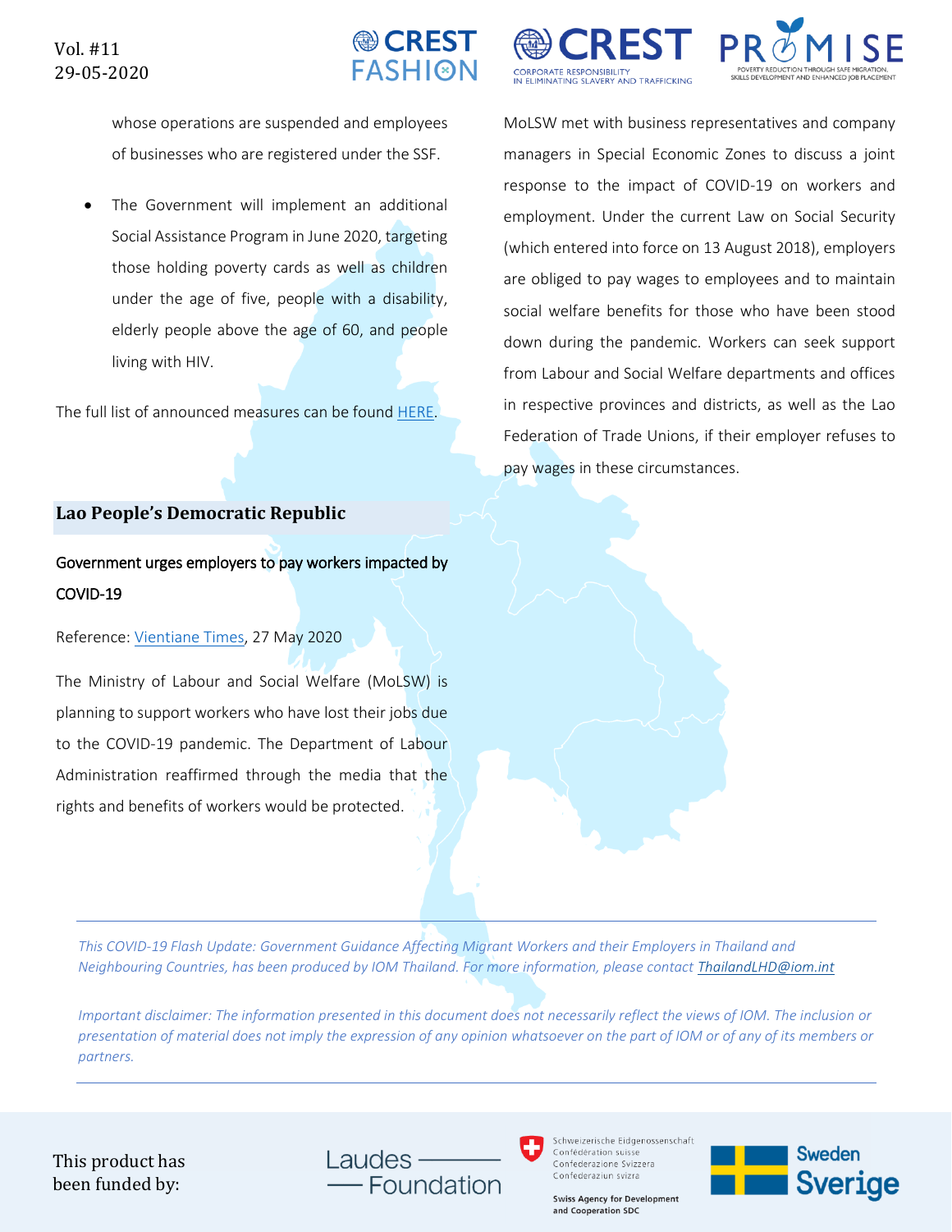whose operations are suspended and employees of businesses who are registered under the SSF.

- The Government will implement an additional Social Assistance Program in June 2020, targeting those holding poverty cards as well as children under the age of five, people with a disability, elderly people above the age of 60, and people living with HIV.

The full list of announced measures can be found HERE.

## Lao People's Democratic Republic

### Government urges employers to pay workers impacted by COVID-19

Reference: Vientiane Times, 27 May 2020

The Ministry of Labour and Social Welfare (MoLSW) is planning to support workers who have lost their jobs due to the COVID-19 pandemic. The Department of Labour Administration reaffirmed through the media that the rights and benefits of workers would be protected.

MoLSW met with business representatives and company managers in Special Economic Zones to discuss a joint response to the impact of COVID-19 on workers and employment. Under the current Law on Social Security (which entered into force on 13 August 2018), employers are obliged to pay wages to employees and to maintain social welfare benefits for those who have been stood down during the pandemic. Workers can seek support from Labour and Social Welfare departments and offices in respective provinces and districts, as well as the Lao Federation of Trade Unions, if their employer refuses to pay wages in these circumstances.

---

*This COVID-19 Flash Update: Government Guidance Affecting Migrant Workers and their Employers in Thailand and Neighbouring Countries, has been produced by IOM Thailand. For more information, please contact ThailandLHD@iom.int*

*Important disclaimer: The information presented in this document does not necessarily reflect the views of IOM. The inclusion or presentation of material does not imply the expression of any opinion whatsoever on the part of IOM or of any of its members or partners.*

---

This product has been funded by:

Laudes Foundation

Schweizerische Eidgenossenschaft
Confédération suisse
Confederazione Svizzera
Confederaziun svizra

Swiss Agency for Development and Cooperation SDC

Sweden
Sverige